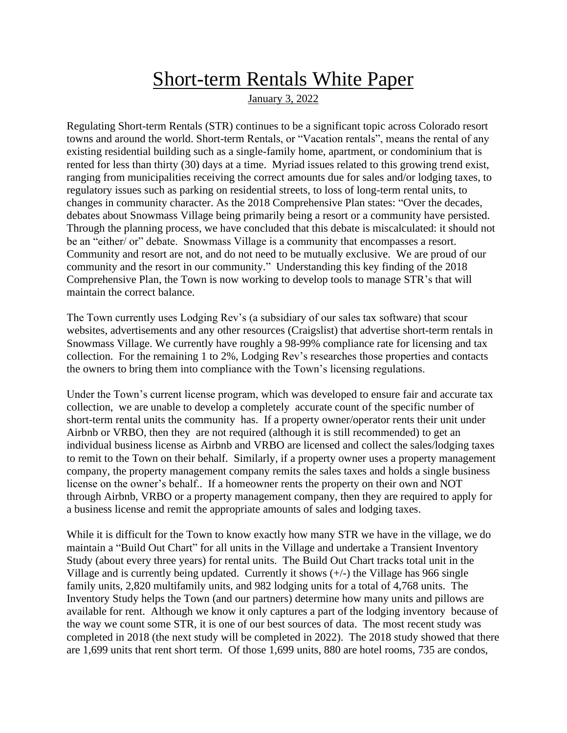# Short-term Rentals White Paper

January 3, 2022

Regulating Short-term Rentals (STR) continues to be a significant topic across Colorado resort towns and around the world. Short-term Rentals, or "Vacation rentals", means the rental of any existing residential building such as a single-family home, apartment, or condominium that is rented for less than thirty (30) days at a time. Myriad issues related to this growing trend exist, ranging from municipalities receiving the correct amounts due for sales and/or lodging taxes, to regulatory issues such as parking on residential streets, to loss of long-term rental units, to changes in community character. As the 2018 Comprehensive Plan states: "Over the decades, debates about Snowmass Village being primarily being a resort or a community have persisted. Through the planning process, we have concluded that this debate is miscalculated: it should not be an "either/ or" debate. Snowmass Village is a community that encompasses a resort. Community and resort are not, and do not need to be mutually exclusive. We are proud of our community and the resort in our community." Understanding this key finding of the 2018 Comprehensive Plan, the Town is now working to develop tools to manage STR's that will maintain the correct balance.

The Town currently uses Lodging Rev's (a subsidiary of our sales tax software) that scour websites, advertisements and any other resources (Craigslist) that advertise short-term rentals in Snowmass Village. We currently have roughly a 98-99% compliance rate for licensing and tax collection. For the remaining 1 to 2%, Lodging Rev's researches those properties and contacts the owners to bring them into compliance with the Town's licensing regulations.

Under the Town's current license program, which was developed to ensure fair and accurate tax collection, we are unable to develop a completely accurate count of the specific number of short-term rental units the community has. If a property owner/operator rents their unit under Airbnb or VRBO, then they are not required (although it is still recommended) to get an individual business license as Airbnb and VRBO are licensed and collect the sales/lodging taxes to remit to the Town on their behalf. Similarly, if a property owner uses a property management company, the property management company remits the sales taxes and holds a single business license on the owner's behalf.. If a homeowner rents the property on their own and NOT through Airbnb, VRBO or a property management company, then they are required to apply for a business license and remit the appropriate amounts of sales and lodging taxes.

While it is difficult for the Town to know exactly how many STR we have in the village, we do maintain a "Build Out Chart" for all units in the Village and undertake a Transient Inventory Study (about every three years) for rental units. The Build Out Chart tracks total unit in the Village and is currently being updated. Currently it shows (+/-) the Village has 966 single family units, 2,820 multifamily units, and 982 lodging units for a total of 4,768 units. The Inventory Study helps the Town (and our partners) determine how many units and pillows are available for rent. Although we know it only captures a part of the lodging inventory because of the way we count some STR, it is one of our best sources of data. The most recent study was completed in 2018 (the next study will be completed in 2022). The 2018 study showed that there are 1,699 units that rent short term. Of those 1,699 units, 880 are hotel rooms, 735 are condos,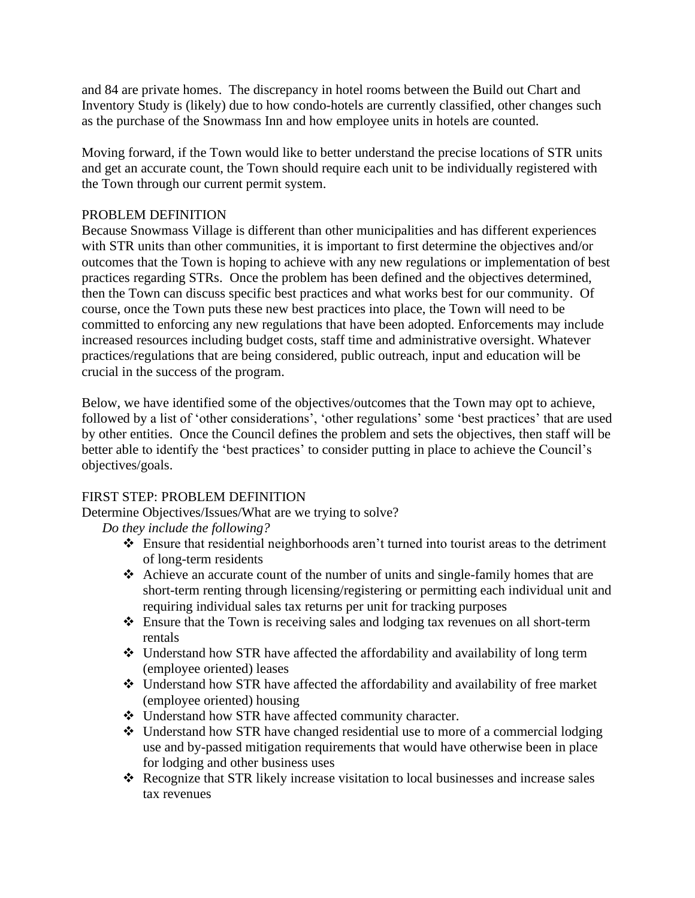and 84 are private homes. The discrepancy in hotel rooms between the Build out Chart and Inventory Study is (likely) due to how condo-hotels are currently classified, other changes such as the purchase of the Snowmass Inn and how employee units in hotels are counted.

Moving forward, if the Town would like to better understand the precise locations of STR units and get an accurate count, the Town should require each unit to be individually registered with the Town through our current permit system.

## PROBLEM DEFINITION

Because Snowmass Village is different than other municipalities and has different experiences with STR units than other communities, it is important to first determine the objectives and/or outcomes that the Town is hoping to achieve with any new regulations or implementation of best practices regarding STRs. Once the problem has been defined and the objectives determined, then the Town can discuss specific best practices and what works best for our community. Of course, once the Town puts these new best practices into place, the Town will need to be committed to enforcing any new regulations that have been adopted. Enforcements may include increased resources including budget costs, staff time and administrative oversight. Whatever practices/regulations that are being considered, public outreach, input and education will be crucial in the success of the program.

Below, we have identified some of the objectives/outcomes that the Town may opt to achieve, followed by a list of 'other considerations', 'other regulations' some 'best practices' that are used by other entities. Once the Council defines the problem and sets the objectives, then staff will be better able to identify the 'best practices' to consider putting in place to achieve the Council's objectives/goals.

## FIRST STEP: PROBLEM DEFINITION

Determine Objectives/Issues/What are we trying to solve?

*Do they include the following?*

- Ensure that residential neighborhoods aren't turned into tourist areas to the detriment of long-term residents
- Achieve an accurate count of the number of units and single-family homes that are short-term renting through licensing/registering or permitting each individual unit and requiring individual sales tax returns per unit for tracking purposes
- Ensure that the Town is receiving sales and lodging tax revenues on all short-term rentals
- Understand how STR have affected the affordability and availability of long term (employee oriented) leases
- Understand how STR have affected the affordability and availability of free market (employee oriented) housing
- Understand how STR have affected community character.
- Understand how STR have changed residential use to more of a commercial lodging use and by-passed mitigation requirements that would have otherwise been in place for lodging and other business uses
- Recognize that STR likely increase visitation to local businesses and increase sales tax revenues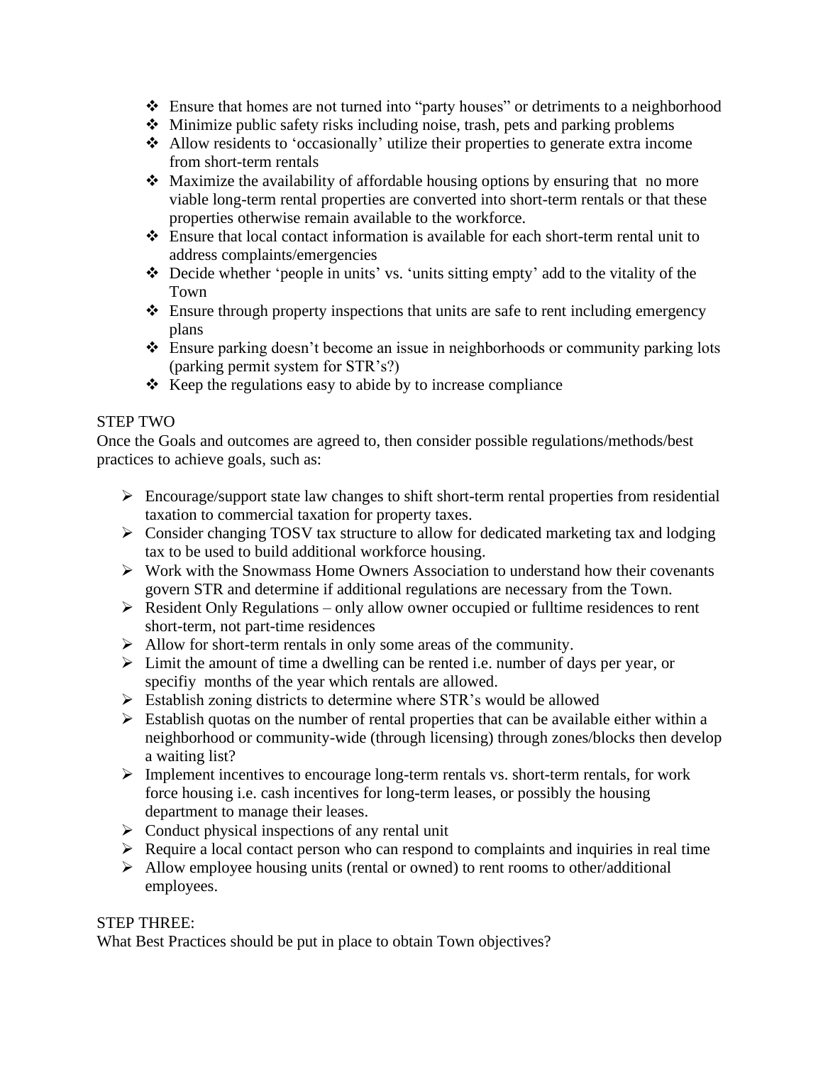- Ensure that homes are not turned into "party houses" or detriments to a neighborhood
- Minimize public safety risks including noise, trash, pets and parking problems
- Allow residents to 'occasionally' utilize their properties to generate extra income from short-term rentals
- Maximize the availability of affordable housing options by ensuring that no more viable long-term rental properties are converted into short-term rentals or that these properties otherwise remain available to the workforce.
- Ensure that local contact information is available for each short-term rental unit to address complaints/emergencies
- Decide whether 'people in units' vs. 'units sitting empty' add to the vitality of the Town
- Ensure through property inspections that units are safe to rent including emergency plans
- Ensure parking doesn't become an issue in neighborhoods or community parking lots (parking permit system for STR's?)
- Keep the regulations easy to abide by to increase compliance

STEP TWO

Once the Goals and outcomes are agreed to, then consider possible regulations/methods/best practices to achieve goals, such as:

- Encourage/support state law changes to shift short-term rental properties from residential taxation to commercial taxation for property taxes.
- Consider changing TOSV tax structure to allow for dedicated marketing tax and lodging tax to be used to build additional workforce housing.
- Work with the Snowmass Home Owners Association to understand how their covenants govern STR and determine if additional regulations are necessary from the Town.
- Resident Only Regulations – only allow owner occupied or fulltime residences to rent short-term, not part-time residences
- Allow for short-term rentals in only some areas of the community.
- Limit the amount of time a dwelling can be rented i.e. number of days per year, or specifiy months of the year which rentals are allowed.
- Establish zoning districts to determine where STR's would be allowed
- Establish quotas on the number of rental properties that can be available either within a neighborhood or community-wide (through licensing) through zones/blocks then develop a waiting list?
- Implement incentives to encourage long-term rentals vs. short-term rentals, for work force housing i.e. cash incentives for long-term leases, or possibly the housing department to manage their leases.
- Conduct physical inspections of any rental unit
- Require a local contact person who can respond to complaints and inquiries in real time
- Allow employee housing units (rental or owned) to rent rooms to other/additional employees.

STEP THREE:

What Best Practices should be put in place to obtain Town objectives?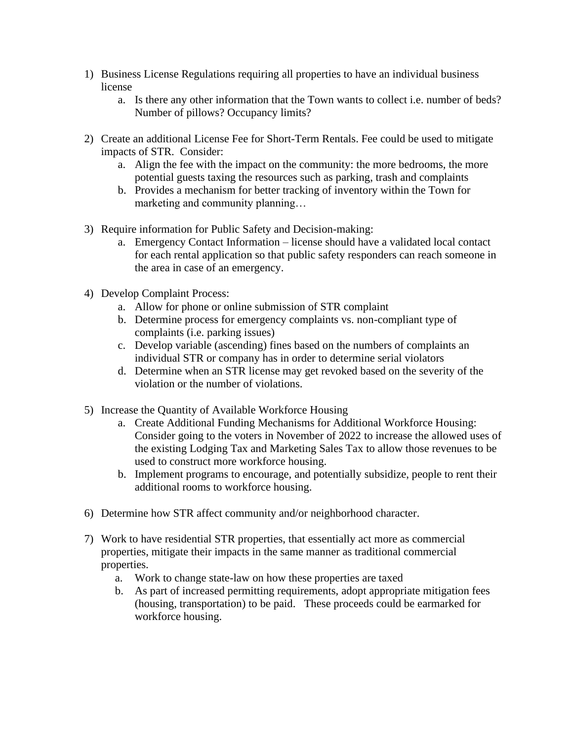1) Business License Regulations requiring all properties to have an individual business license
    a. Is there any other information that the Town wants to collect i.e. number of beds? Number of pillows? Occupancy limits?

2) Create an additional License Fee for Short-Term Rentals. Fee could be used to mitigate impacts of STR. Consider:
    a. Align the fee with the impact on the community: the more bedrooms, the more potential guests taxing the resources such as parking, trash and complaints
    b. Provides a mechanism for better tracking of inventory within the Town for marketing and community planning…

3) Require information for Public Safety and Decision-making:
    a. Emergency Contact Information – license should have a validated local contact for each rental application so that public safety responders can reach someone in the area in case of an emergency.

4) Develop Complaint Process:
    a. Allow for phone or online submission of STR complaint
    b. Determine process for emergency complaints vs. non-compliant type of complaints (i.e. parking issues)
    c. Develop variable (ascending) fines based on the numbers of complaints an individual STR or company has in order to determine serial violators
    d. Determine when an STR license may get revoked based on the severity of the violation or the number of violations.

5) Increase the Quantity of Available Workforce Housing
    a. Create Additional Funding Mechanisms for Additional Workforce Housing: Consider going to the voters in November of 2022 to increase the allowed uses of the existing Lodging Tax and Marketing Sales Tax to allow those revenues to be used to construct more workforce housing.
    b. Implement programs to encourage, and potentially subsidize, people to rent their additional rooms to workforce housing.

6) Determine how STR affect community and/or neighborhood character.

7) Work to have residential STR properties, that essentially act more as commercial properties, mitigate their impacts in the same manner as traditional commercial properties.
    a. Work to change state-law on how these properties are taxed
    b. As part of increased permitting requirements, adopt appropriate mitigation fees (housing, transportation) to be paid. These proceeds could be earmarked for workforce housing.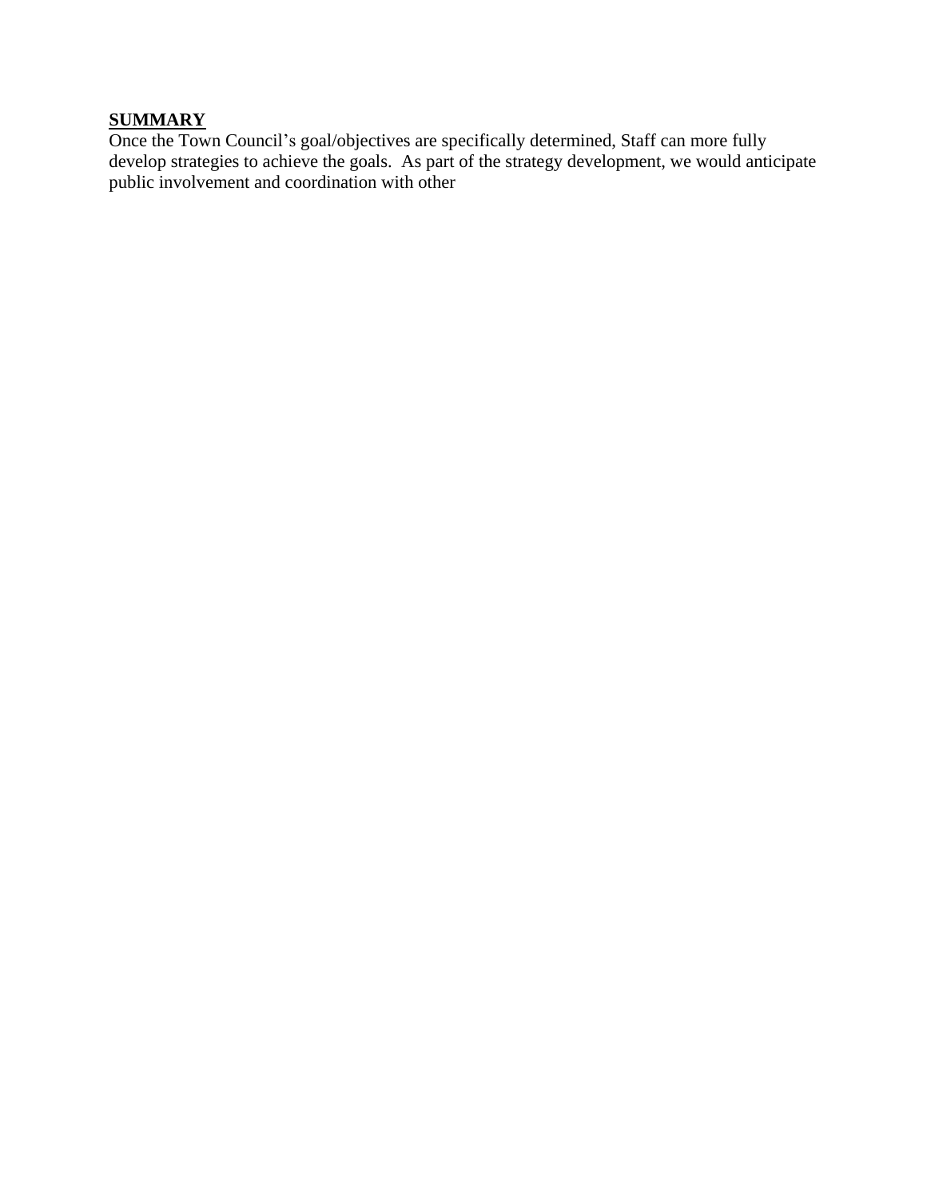**SUMMARY**

Once the Town Council's goal/objectives are specifically determined, Staff can more fully develop strategies to achieve the goals. As part of the strategy development, we would anticipate public involvement and coordination with other